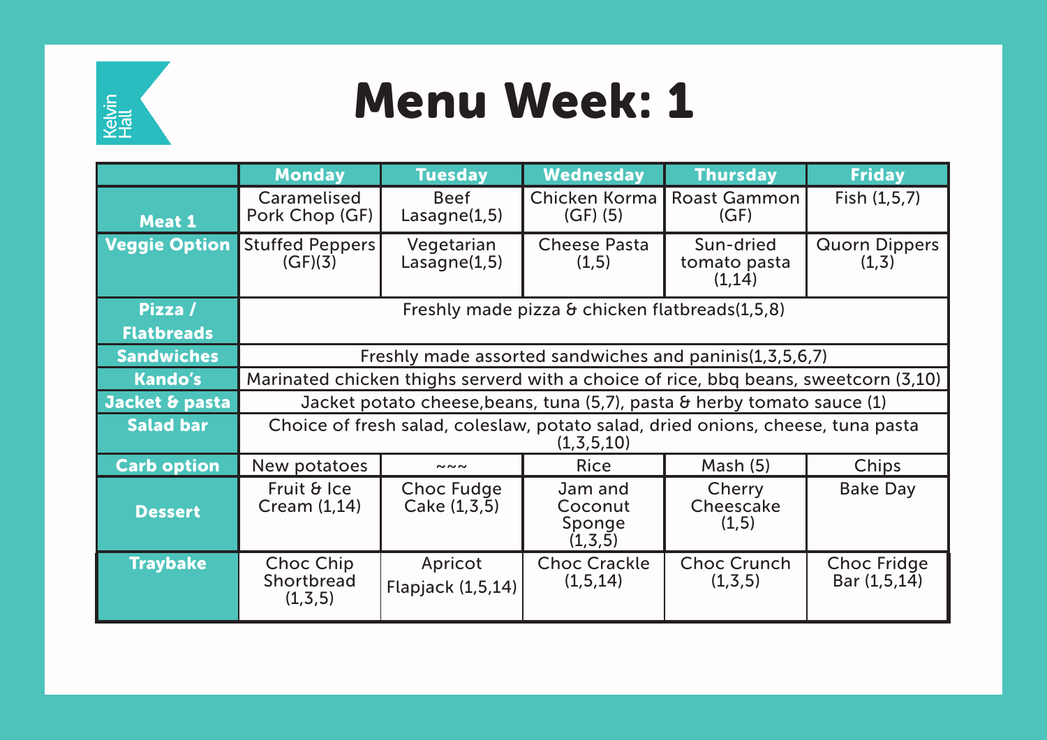Kelvin Hall

# Menu Week: 1

| | Monday | Tuesday | Wednesday | Thursday | Friday |
|---|---|---|---|---|---|
| **Meat 1** | Caramelised Pork Chop (GF) | Beef Lasagne(1,5) | Chicken Korma (GF) (5) | Roast Gammon (GF) | Fish (1,5,7) |
| **Veggie Option** | Stuffed Peppers (GF)(3) | Vegetarian Lasagne(1,5) | Cheese Pasta (1,5) | Sun-dried tomato pasta (1,14) | Quorn Dippers (1,3) |
| **Pizza / Flatbreads** | Freshly made pizza & chicken flatbreads(1,5,8) | | | | |
| **Sandwiches** | Freshly made assorted sandwiches and paninis(1,3,5,6,7) | | | | |
| **Kando's** | Marinated chicken thighs serverd with a choice of rice, bbq beans, sweetcorn (3,10) | | | | |
| **Jacket & pasta** | Jacket potato cheese,beans, tuna (5,7), pasta & herby tomato sauce (1) | | | | |
| **Salad bar** | Choice of fresh salad, coleslaw, potato salad, dried onions, cheese, tuna pasta (1,3,5,10) | | | | |
| **Carb option** | New potatoes | ~~~ | Rice | Mash (5) | Chips |
| **Dessert** | Fruit & Ice Cream (1,14) | Choc Fudge Cake (1,3,5) | Jam and Coconut Sponge (1,3,5) | Cherry Cheescake (1,5) | Bake Day |
| **Traybake** | Choc Chip Shortbread (1,3,5) | Apricot Flapjack (1,5,14) | Choc Crackle (1,5,14) | Choc Crunch (1,3,5) | Choc Fridge Bar (1,5,14) |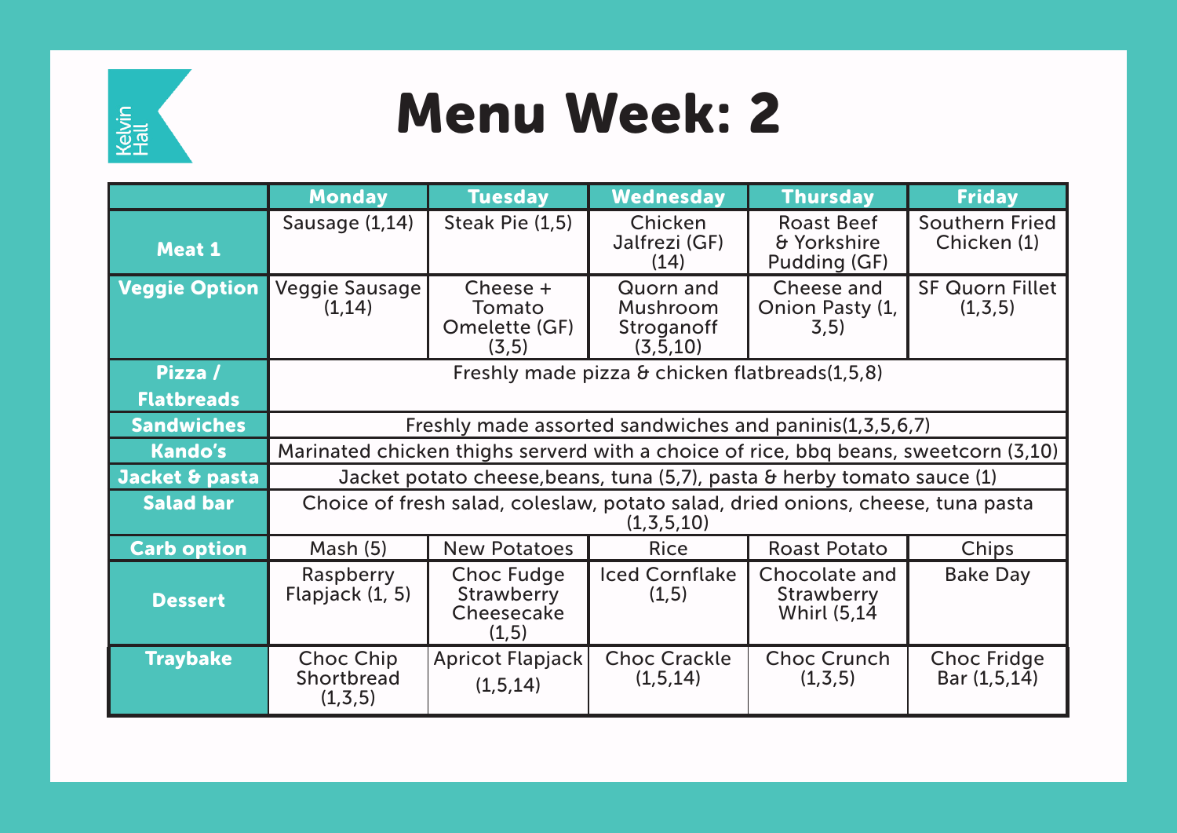Kelvin Hall

# Menu Week: 2

| | Monday | Tuesday | Wednesday | Thursday | Friday |
|---|---|---|---|---|---|
| **Meat 1** | Sausage (1,14) | Steak Pie (1,5) | Chicken Jalfrezi (GF) (14) | Roast Beef & Yorkshire Pudding (GF) | Southern Fried Chicken (1) |
| **Veggie Option** | Veggie Sausage (1,14) | Cheese + Tomato Omelette (GF) (3,5) | Quorn and Mushroom Stroganoff (3,5,10) | Cheese and Onion Pasty (1, 3,5) | SF Quorn Fillet (1,3,5) |
| **Pizza / Flatbreads** | Freshly made pizza & chicken flatbreads(1,5,8) | | | | |
| **Sandwiches** | Freshly made assorted sandwiches and paninis(1,3,5,6,7) | | | | |
| **Kando's** | Marinated chicken thighs serverd with a choice of rice, bbq beans, sweetcorn (3,10) | | | | |
| **Jacket & pasta** | Jacket potato cheese,beans, tuna (5,7), pasta & herby tomato sauce (1) | | | | |
| **Salad bar** | Choice of fresh salad, coleslaw, potato salad, dried onions, cheese, tuna pasta (1,3,5,10) | | | | |
| **Carb option** | Mash (5) | New Potatoes | Rice | Roast Potato | Chips |
| **Dessert** | Raspberry Flapjack (1, 5) | Choc Fudge Strawberry Cheesecake (1,5) | Iced Cornflake (1,5) | Chocolate and Strawberry Whirl (5,14 | Bake Day |
| **Traybake** | Choc Chip Shortbread (1,3,5) | Apricot Flapjack (1,5,14) | Choc Crackle (1,5,14) | Choc Crunch (1,3,5) | Choc Fridge Bar (1,5,14) |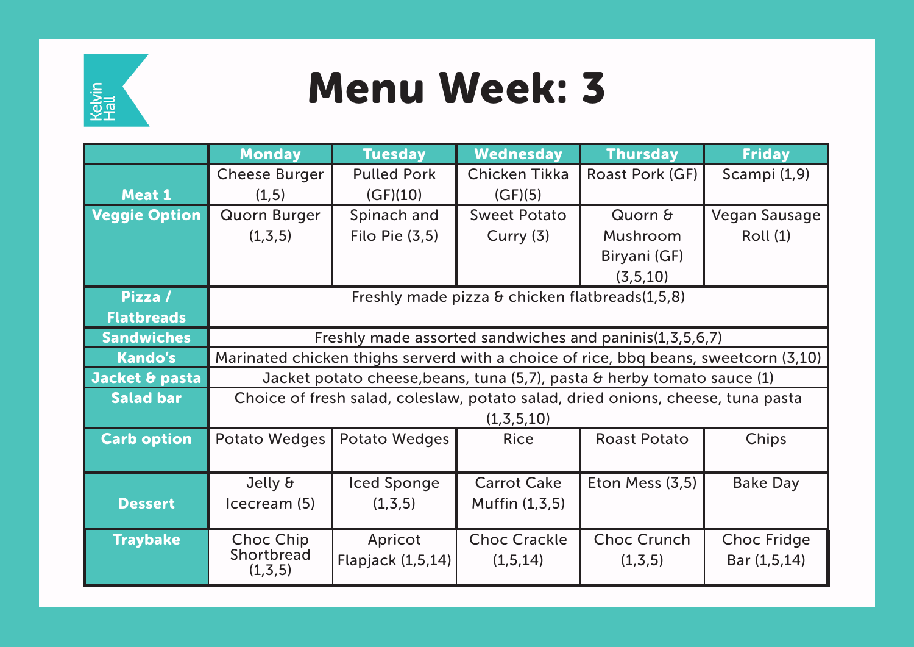Kelvin Hall

# Menu Week: 3

| | Monday | Tuesday | Wednesday | Thursday | Friday |
|---|---|---|---|---|---|
| Meat 1 | Cheese Burger (1,5) | Pulled Pork (GF)(10) | Chicken Tikka (GF)(5) | Roast Pork (GF) | Scampi (1,9) |
| Veggie Option | Quorn Burger (1,3,5) | Spinach and Filo Pie (3,5) | Sweet Potato Curry (3) | Quorn & Mushroom Biryani (GF) (3,5,10) | Vegan Sausage Roll (1) |
| Pizza / Flatbreads | Freshly made pizza & chicken flatbreads(1,5,8) | | | | |
| Sandwiches | Freshly made assorted sandwiches and paninis(1,3,5,6,7) | | | | |
| Kando's | Marinated chicken thighs serverd with a choice of rice, bbq beans, sweetcorn (3,10) | | | | |
| Jacket & pasta | Jacket potato cheese,beans, tuna (5,7), pasta & herby tomato sauce (1) | | | | |
| Salad bar | Choice of fresh salad, coleslaw, potato salad, dried onions, cheese, tuna pasta (1,3,5,10) | | | | |
| Carb option | Potato Wedges | Potato Wedges | Rice | Roast Potato | Chips |
| Dessert | Jelly & Icecream (5) | Iced Sponge (1,3,5) | Carrot Cake Muffin (1,3,5) | Eton Mess (3,5) | Bake Day |
| Traybake | Choc Chip Shortbread (1,3,5) | Apricot Flapjack (1,5,14) | Choc Crackle (1,5,14) | Choc Crunch (1,3,5) | Choc Fridge Bar (1,5,14) |